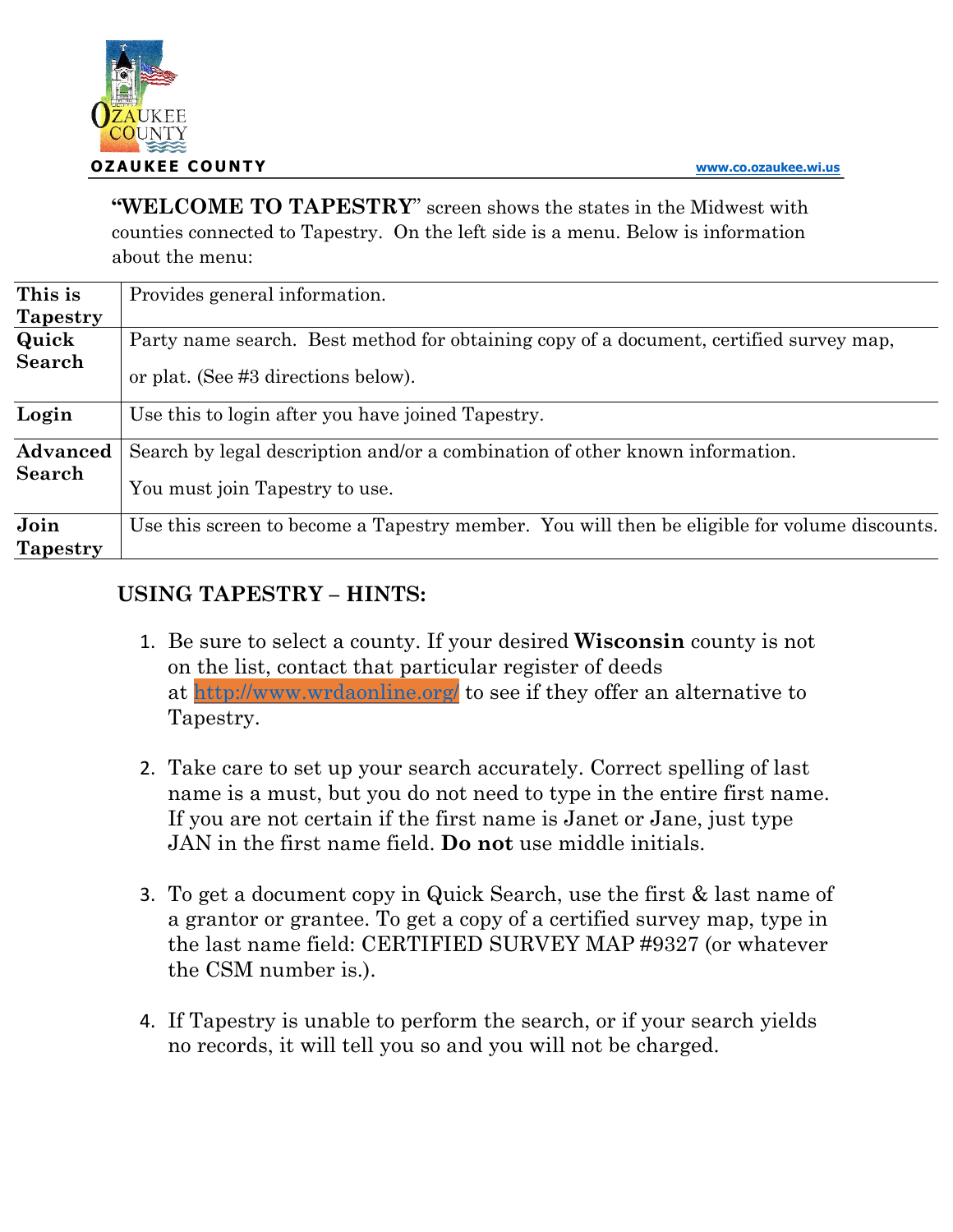OZAUKEE COUNTY www.co.ozaukee.wi.us

"**WELCOME TO TAPESTRY**" screen shows the states in the Midwest with counties connected to Tapestry. On the left side is a menu. Below is information about the menu:

| | |
|---|---|
| **This is Tapestry** | Provides general information. |
| **Quick Search** | Party name search. Best method for obtaining copy of a document, certified survey map, or plat. (See #3 directions below). |
| **Login** | Use this to login after you have joined Tapestry. |
| **Advanced Search** | Search by legal description and/or a combination of other known information. You must join Tapestry to use. |
| **Join Tapestry** | Use this screen to become a Tapestry member. You will then be eligible for volume discounts. |

## USING TAPESTRY – HINTS:

1. Be sure to select a county. If your desired **Wisconsin** county is not on the list, contact that particular register of deeds at http://www.wrdaonline.org/ to see if they offer an alternative to Tapestry.

2. Take care to set up your search accurately. Correct spelling of last name is a must, but you do not need to type in the entire first name. If you are not certain if the first name is Janet or Jane, just type JAN in the first name field. **Do not** use middle initials.

3. To get a document copy in Quick Search, use the first & last name of a grantor or grantee. To get a copy of a certified survey map, type in the last name field: CERTIFIED SURVEY MAP #9327 (or whatever the CSM number is.).

4. If Tapestry is unable to perform the search, or if your search yields no records, it will tell you so and you will not be charged.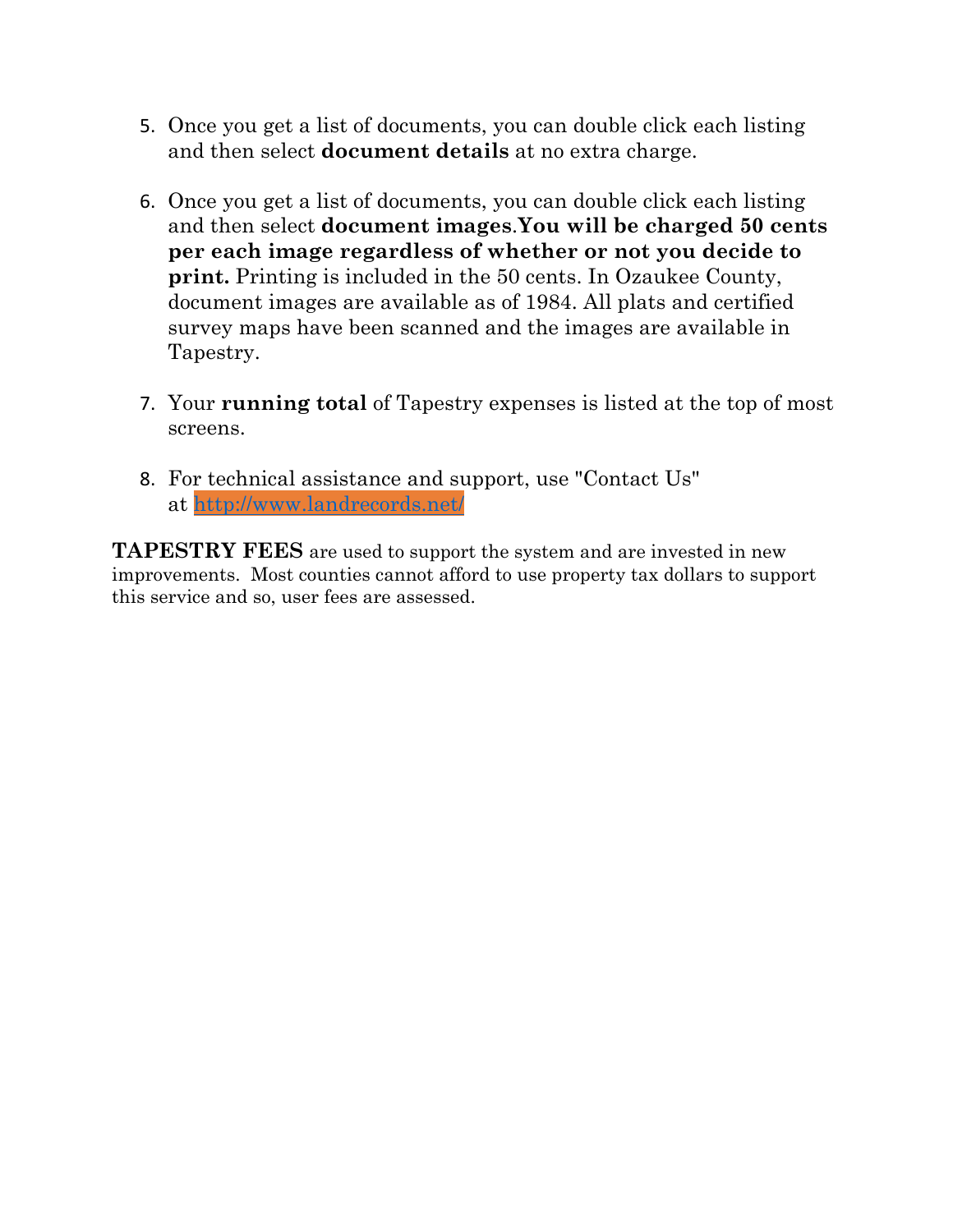5. Once you get a list of documents, you can double click each listing and then select **document details** at no extra charge.

6. Once you get a list of documents, you can double click each listing and then select **document images**.**You will be charged 50 cents per each image regardless of whether or not you decide to print.** Printing is included in the 50 cents. In Ozaukee County, document images are available as of 1984. All plats and certified survey maps have been scanned and the images are available in Tapestry.

7. Your **running total** of Tapestry expenses is listed at the top of most screens.

8. For technical assistance and support, use "Contact Us" at http://www.landrecords.net/

**TAPESTRY FEES** are used to support the system and are invested in new improvements. Most counties cannot afford to use property tax dollars to support this service and so, user fees are assessed.